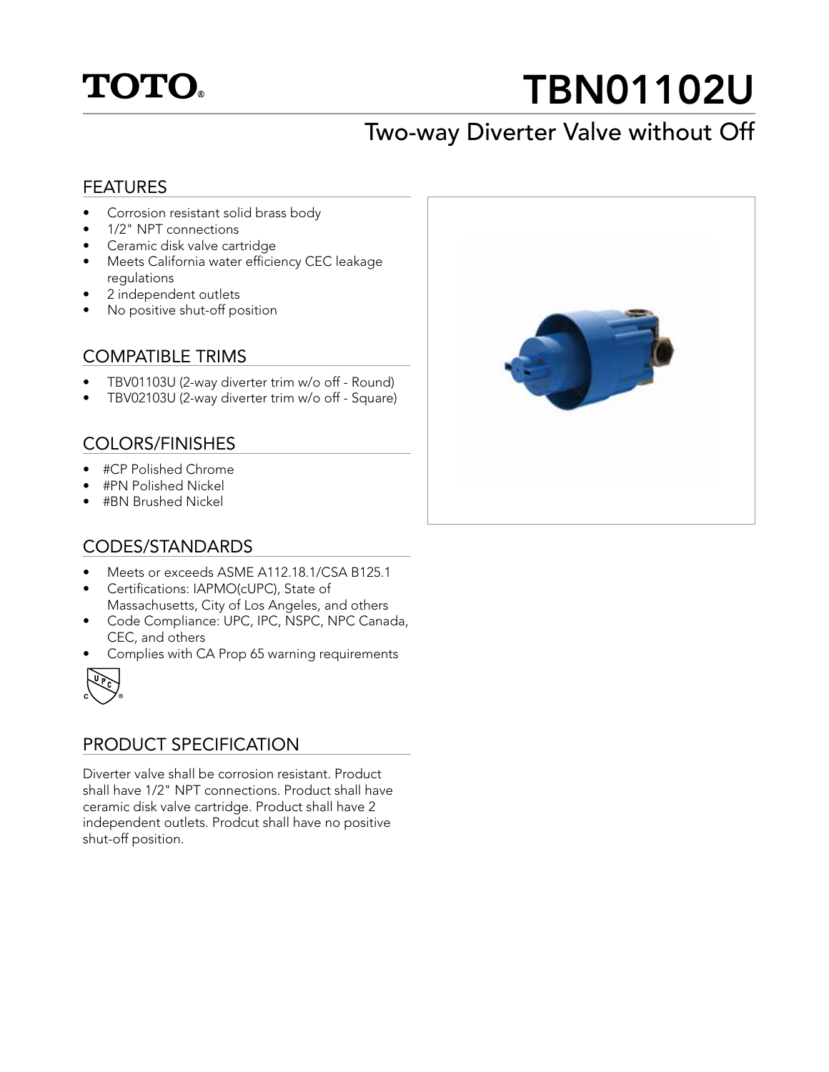TOTO®

# TBN01102U

## Two-way Diverter Valve without Off

### FEATURES

- Corrosion resistant solid brass body
- 1/2" NPT connections
- Ceramic disk valve cartridge
- Meets California water efficiency CEC leakage regulations
- 2 independent outlets
- No positive shut-off position

### COMPATIBLE TRIMS

- TBV01103U (2-way diverter trim w/o off - Round)
- TBV02103U (2-way diverter trim w/o off - Square)

### COLORS/FINISHES

- #CP Polished Chrome
- #PN Polished Nickel
- #BN Brushed Nickel

### CODES/STANDARDS

- Meets or exceeds ASME A112.18.1/CSA B125.1
- Certifications: IAPMO(cUPC), State of Massachusetts, City of Los Angeles, and others
- Code Compliance: UPC, IPC, NSPC, NPC Canada, CEC, and others
- Complies with CA Prop 65 warning requirements

### PRODUCT SPECIFICATION

Diverter valve shall be corrosion resistant. Product shall have 1/2" NPT connections. Product shall have ceramic disk valve cartridge. Product shall have 2 independent outlets. Prodcut shall have no positive shut-off position.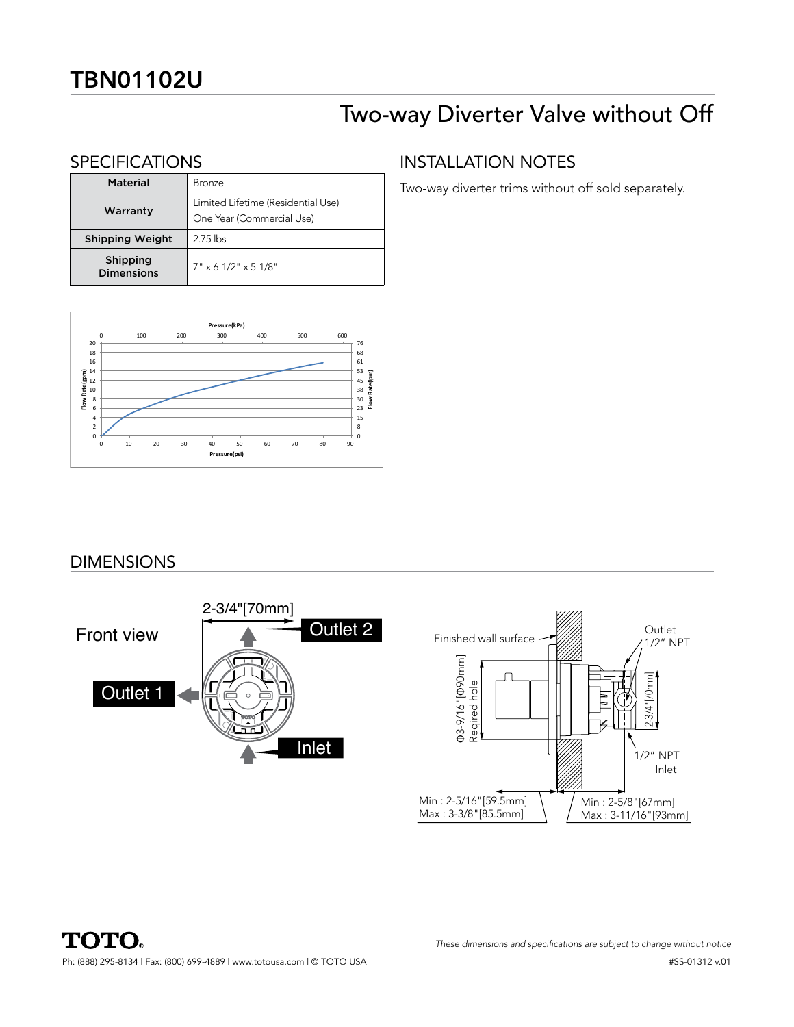# TBN01102U

## Two-way Diverter Valve without Off

## SPECIFICATIONS

| | |
|---|---|
| **Material** | Bronze |
| **Warranty** | Limited Lifetime (Residential Use)<br>One Year (Commercial Use) |
| **Shipping Weight** | 2.75 lbs |
| **Shipping Dimensions** | 7" x 6-1/2" x 5-1/8" |

Pressure(kPa)
0 100 200 300 400 500 600
Flow Rate(gpm)
20 18 16 14 12 10 8 6 4 2 0
Flow Rate(lpm)
76 68 61 53 45 38 30 23 15 8 0
0 10 20 30 40 50 60 70 80 90
Pressure(psi)

## INSTALLATION NOTES

Two-way diverter trims without off sold separately.

## DIMENSIONS

Front view

2-3/4"[70mm]

Outlet 2

Outlet 1

Inlet

Finished wall surface

Outlet
1/2" NPT

Φ3-9/16"[Φ90mm]
Reqired hole

2-3/4"[70mm]

1/2" NPT
Inlet

Min : 2-5/16"[59.5mm]
Max : 3-3/8"[85.5mm]

Min : 2-5/8"[67mm]
Max : 3-11/16"[93mm]

*These dimensions and specifications are subject to change without notice*

Ph: (888) 295-8134 | Fax: (800) 699-4889 | www.totousa.com | © TOTO USA

#SS-01312 v.01